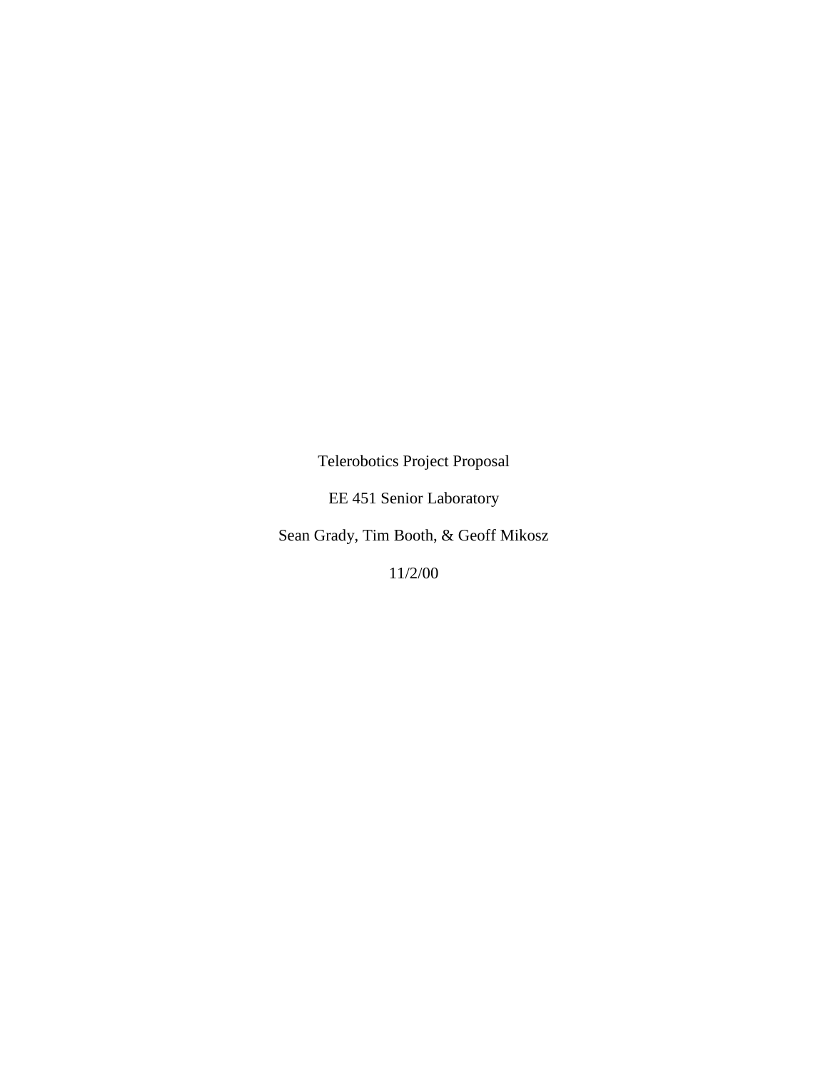Telerobotics Project Proposal

EE 451 Senior Laboratory

Sean Grady, Tim Booth, & Geoff Mikosz

11/2/00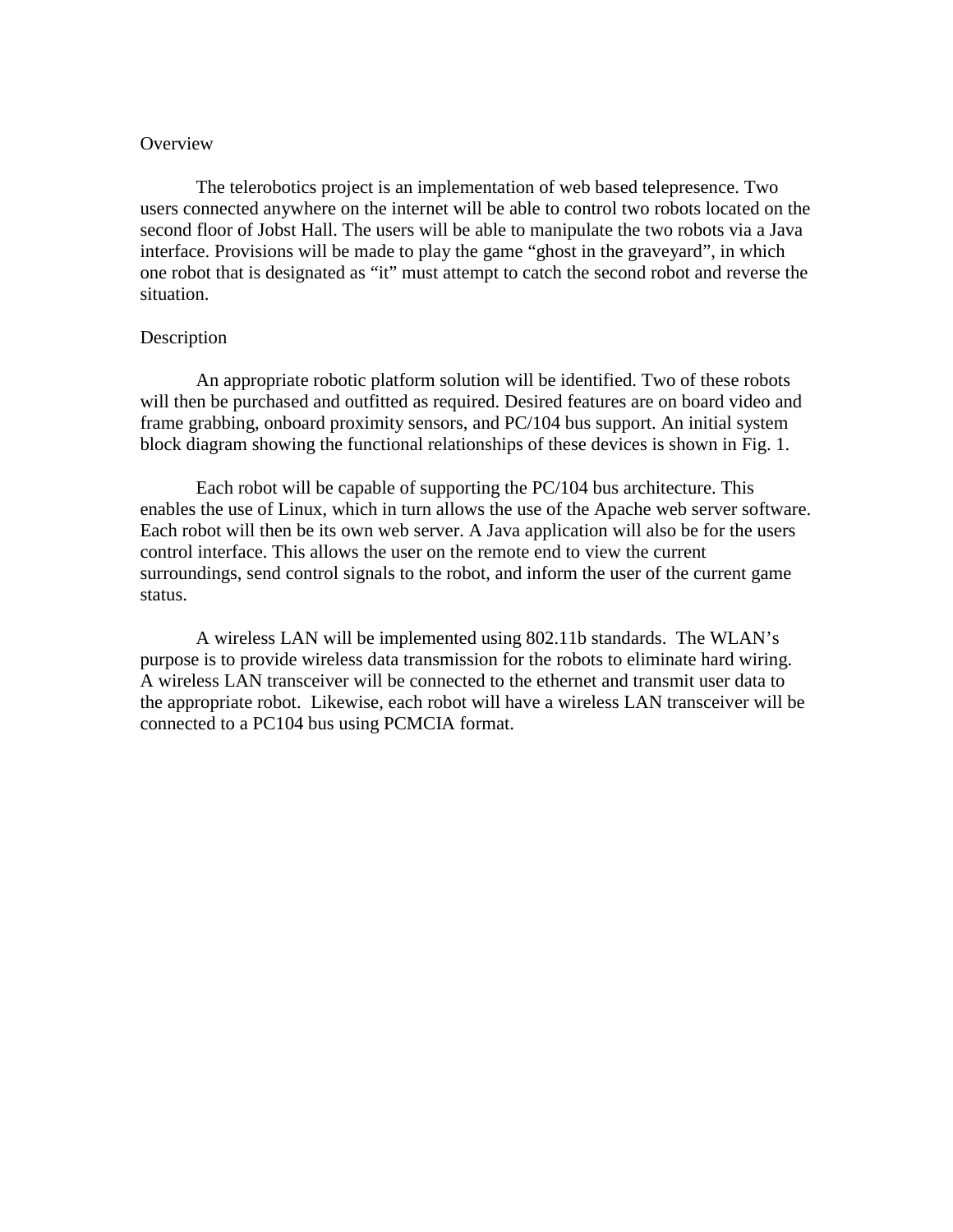## Overview

The telerobotics project is an implementation of web based telepresence. Two users connected anywhere on the internet will be able to control two robots located on the second floor of Jobst Hall. The users will be able to manipulate the two robots via a Java interface. Provisions will be made to play the game "ghost in the graveyard", in which one robot that is designated as "it" must attempt to catch the second robot and reverse the situation.

## Description

An appropriate robotic platform solution will be identified. Two of these robots will then be purchased and outfitted as required. Desired features are on board video and frame grabbing, onboard proximity sensors, and PC/104 bus support. An initial system block diagram showing the functional relationships of these devices is shown in Fig. 1.

Each robot will be capable of supporting the PC/104 bus architecture. This enables the use of Linux, which in turn allows the use of the Apache web server software. Each robot will then be its own web server. A Java application will also be for the users control interface. This allows the user on the remote end to view the current surroundings, send control signals to the robot, and inform the user of the current game status.

A wireless LAN will be implemented using 802.11b standards. The WLAN's purpose is to provide wireless data transmission for the robots to eliminate hard wiring. A wireless LAN transceiver will be connected to the ethernet and transmit user data to the appropriate robot. Likewise, each robot will have a wireless LAN transceiver will be connected to a PC104 bus using PCMCIA format.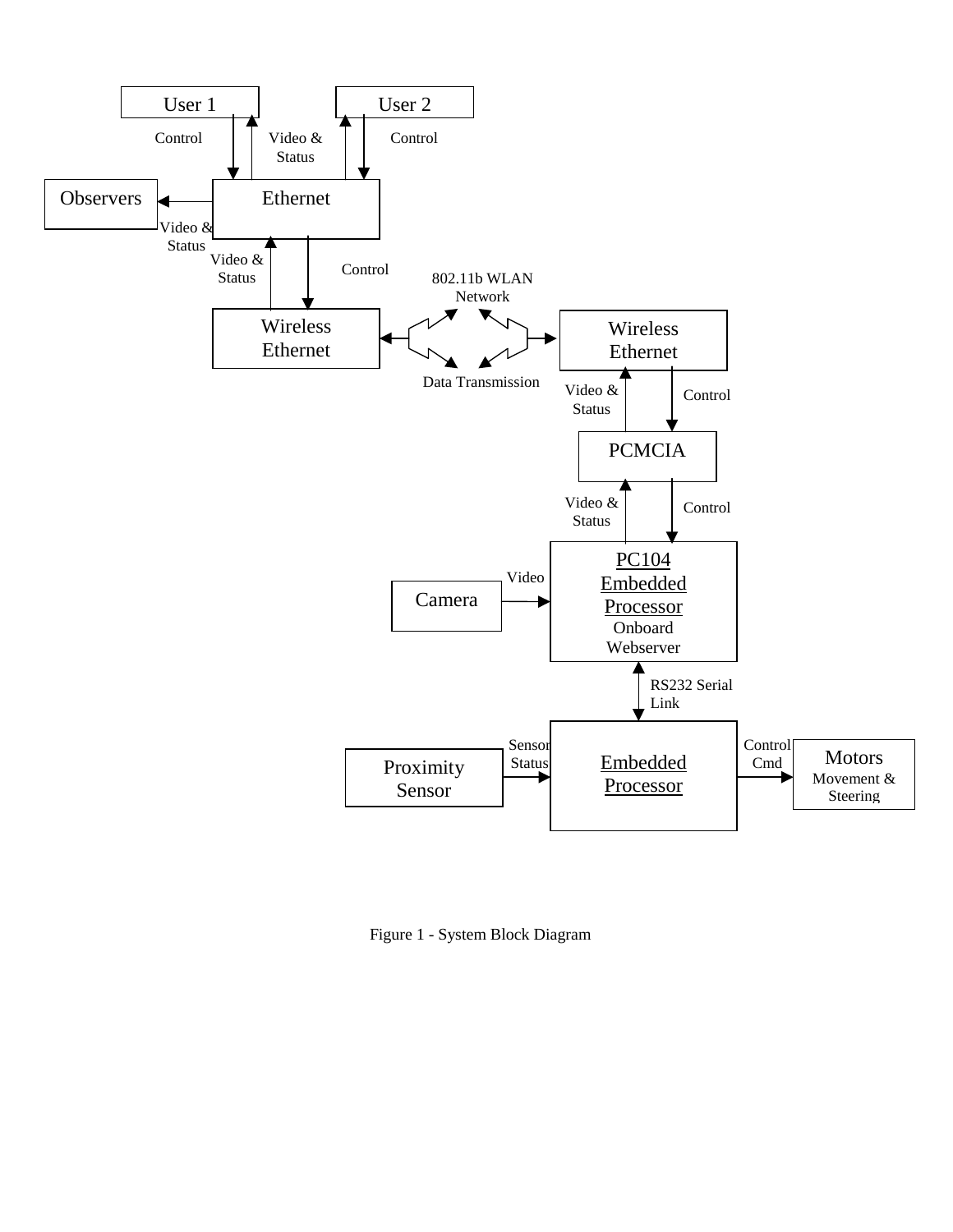User 1

User 2

Control

Video & Status

Control

Observers

Ethernet

Video & Status

Video & Status

Control

802.11b WLAN Network

Wireless Ethernet

Wireless Ethernet

Data Transmission

Video & Status

Control

PCMCIA

Video & Status

Control

Video

PC104 Embedded Processor

Onboard Webserver

Camera

RS232 Serial Link

Sensor Status

Control Cmd

Proximity Sensor

Embedded Processor

Motors

Movement & Steering

Figure 1 - System Block Diagram